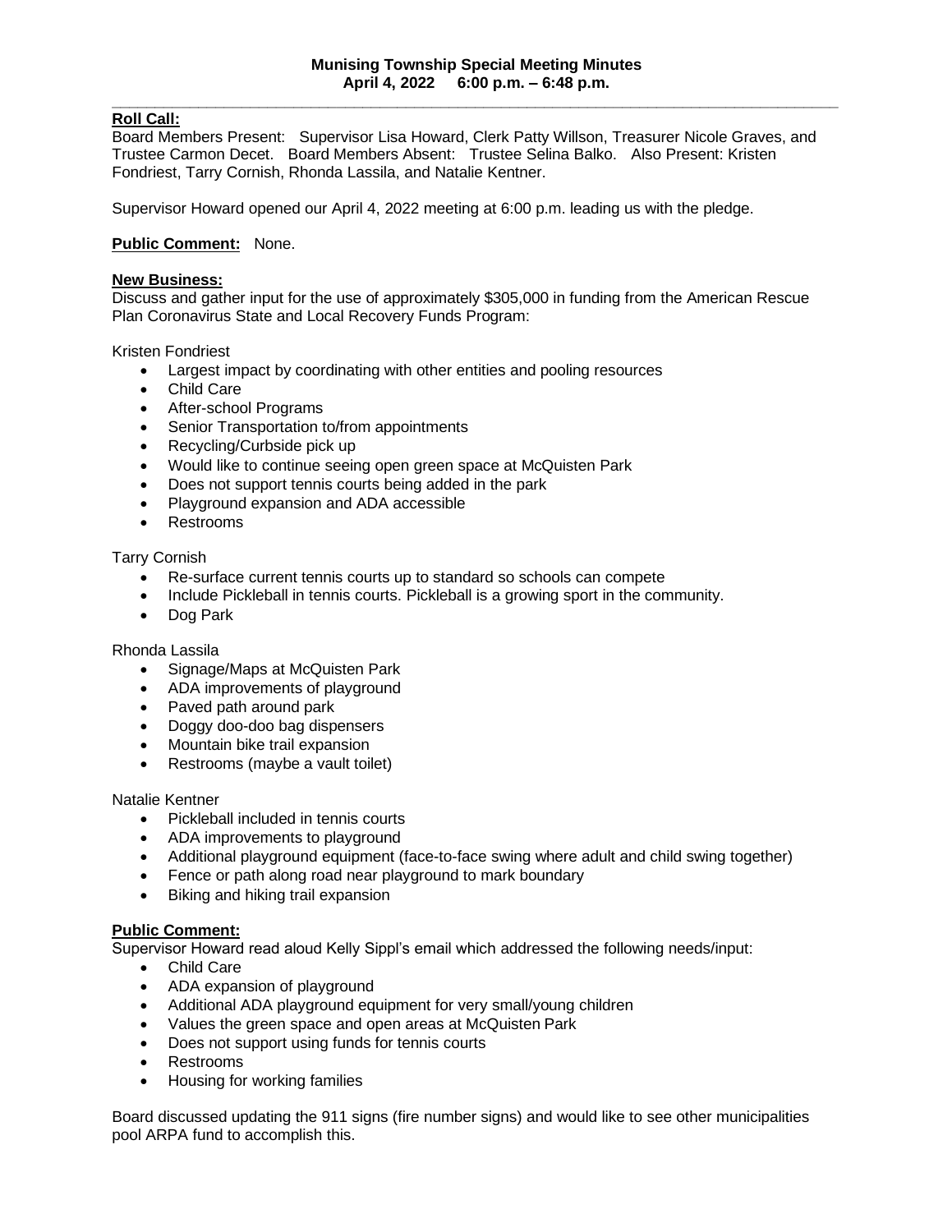# Munising Township Special Meeting Minutes
## April 4, 2022 6:00 p.m. – 6:48 p.m.

---

**Roll Call:**
Board Members Present: Supervisor Lisa Howard, Clerk Patty Willson, Treasurer Nicole Graves, and Trustee Carmon Decet. Board Members Absent: Trustee Selina Balko. Also Present: Kristen Fondriest, Tarry Cornish, Rhonda Lassila, and Natalie Kentner.

Supervisor Howard opened our April 4, 2022 meeting at 6:00 p.m. leading us with the pledge.

**Public Comment:** None.

**New Business:**
Discuss and gather input for the use of approximately $305,000 in funding from the American Rescue Plan Coronavirus State and Local Recovery Funds Program:

Kristen Fondriest

- Largest impact by coordinating with other entities and pooling resources
- Child Care
- After-school Programs
- Senior Transportation to/from appointments
- Recycling/Curbside pick up
- Would like to continue seeing open green space at McQuisten Park
- Does not support tennis courts being added in the park
- Playground expansion and ADA accessible
- Restrooms

Tarry Cornish

- Re-surface current tennis courts up to standard so schools can compete
- Include Pickleball in tennis courts. Pickleball is a growing sport in the community.
- Dog Park

Rhonda Lassila

- Signage/Maps at McQuisten Park
- ADA improvements of playground
- Paved path around park
- Doggy doo-doo bag dispensers
- Mountain bike trail expansion
- Restrooms (maybe a vault toilet)

Natalie Kentner

- Pickleball included in tennis courts
- ADA improvements to playground
- Additional playground equipment (face-to-face swing where adult and child swing together)
- Fence or path along road near playground to mark boundary
- Biking and hiking trail expansion

**Public Comment:**
Supervisor Howard read aloud Kelly Sippl's email which addressed the following needs/input:

- Child Care
- ADA expansion of playground
- Additional ADA playground equipment for very small/young children
- Values the green space and open areas at McQuisten Park
- Does not support using funds for tennis courts
- Restrooms
- Housing for working families

Board discussed updating the 911 signs (fire number signs) and would like to see other municipalities pool ARPA fund to accomplish this.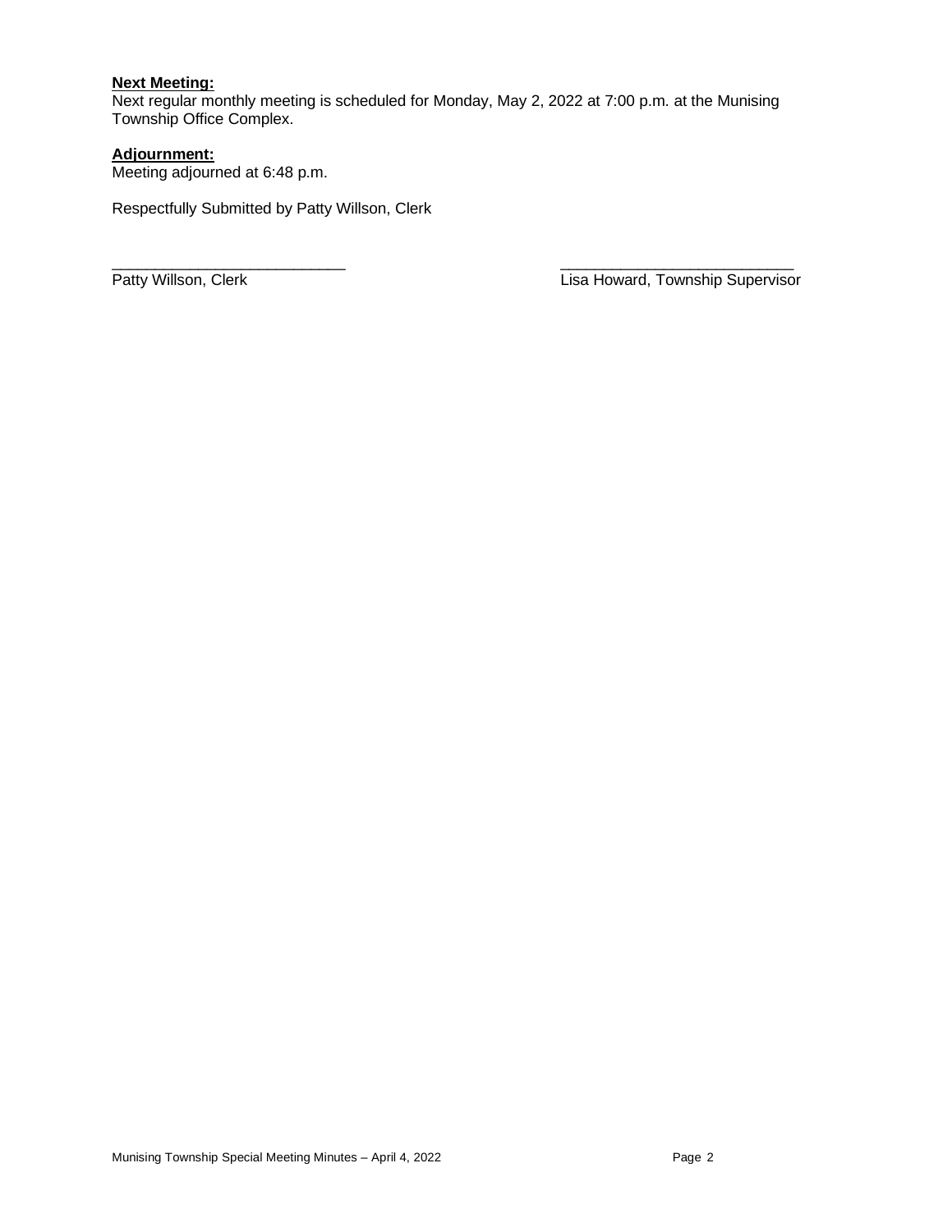**Next Meeting:**
Next regular monthly meeting is scheduled for Monday, May 2, 2022 at 7:00 p.m. at the Munising Township Office Complex.

**Adjournment:**
Meeting adjourned at 6:48 p.m.

Respectfully Submitted by Patty Willson, Clerk

___________________________ ___________________________
Patty Willson, Clerk Lisa Howard, Township Supervisor